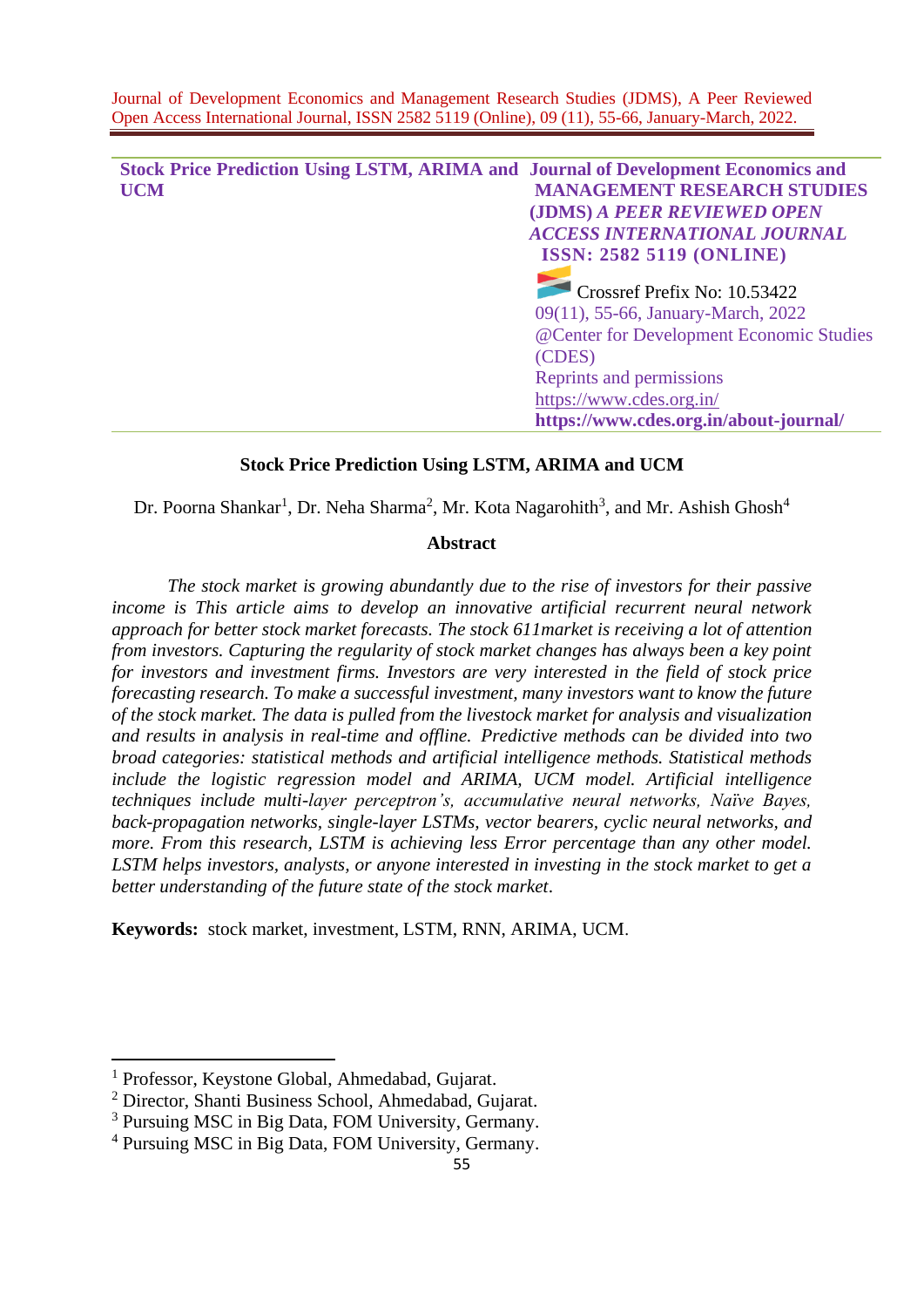# Stock Price Prediction Using LSTM, ARIMA and UCM

Dr. Poorna Shankar[1], Dr. Neha Sharma[2], Mr. Kota Nagarohith[3], and Mr. Ashish Ghosh[4]

## Abstract

*The stock market is growing abundantly due to the rise of investors for their passive income is This article aims to develop an innovative artificial recurrent neural network approach for better stock market forecasts. The stock 611market is receiving a lot of attention from investors. Capturing the regularity of stock market changes has always been a key point for investors and investment firms. Investors are very interested in the field of stock price forecasting research. To make a successful investment, many investors want to know the future of the stock market. The data is pulled from the livestock market for analysis and visualization and results in analysis in real-time and offline. Predictive methods can be divided into two broad categories: statistical methods and artificial intelligence methods. Statistical methods include the logistic regression model and ARIMA, UCM model. Artificial intelligence techniques include multi-layer perceptron's, accumulative neural networks, Naïve Bayes, back-propagation networks, single-layer LSTMs, vector bearers, cyclic neural networks, and more. From this research, LSTM is achieving less Error percentage than any other model. LSTM helps investors, analysts, or anyone interested in investing in the stock market to get a better understanding of the future state of the stock market.*

**Keywords:** stock market, investment, LSTM, RNN, ARIMA, UCM.

---

[1] Professor, Keystone Global, Ahmedabad, Gujarat.
[2] Director, Shanti Business School, Ahmedabad, Gujarat.
[3] Pursuing MSC in Big Data, FOM University, Germany.
[4] Pursuing MSC in Big Data, FOM University, Germany.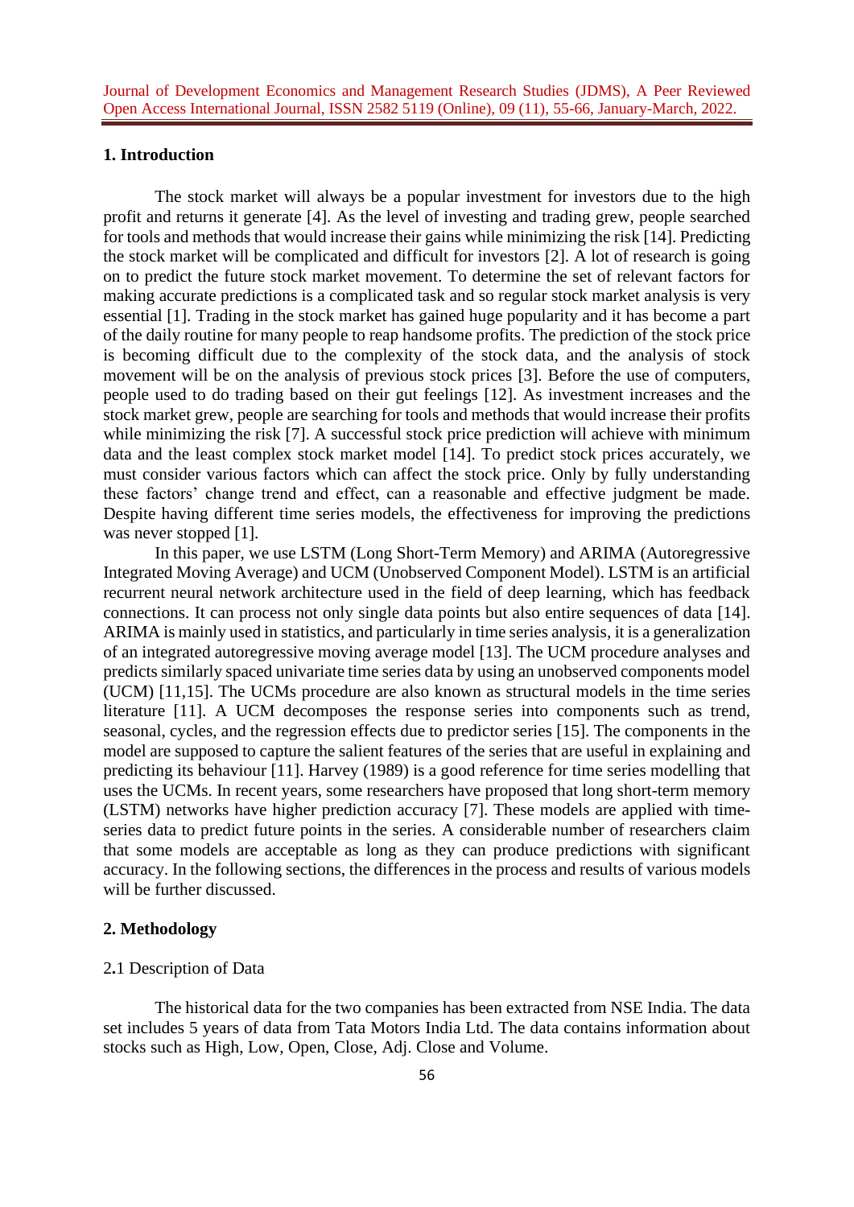## 1. Introduction

The stock market will always be a popular investment for investors due to the high profit and returns it generate [4]. As the level of investing and trading grew, people searched for tools and methods that would increase their gains while minimizing the risk [14]. Predicting the stock market will be complicated and difficult for investors [2]. A lot of research is going on to predict the future stock market movement. To determine the set of relevant factors for making accurate predictions is a complicated task and so regular stock market analysis is very essential [1]. Trading in the stock market has gained huge popularity and it has become a part of the daily routine for many people to reap handsome profits. The prediction of the stock price is becoming difficult due to the complexity of the stock data, and the analysis of stock movement will be on the analysis of previous stock prices [3]. Before the use of computers, people used to do trading based on their gut feelings [12]. As investment increases and the stock market grew, people are searching for tools and methods that would increase their profits while minimizing the risk [7]. A successful stock price prediction will achieve with minimum data and the least complex stock market model [14]. To predict stock prices accurately, we must consider various factors which can affect the stock price. Only by fully understanding these factors' change trend and effect, can a reasonable and effective judgment be made. Despite having different time series models, the effectiveness for improving the predictions was never stopped [1].

In this paper, we use LSTM (Long Short-Term Memory) and ARIMA (Autoregressive Integrated Moving Average) and UCM (Unobserved Component Model). LSTM is an artificial recurrent neural network architecture used in the field of deep learning, which has feedback connections. It can process not only single data points but also entire sequences of data [14]. ARIMA is mainly used in statistics, and particularly in time series analysis, it is a generalization of an integrated autoregressive moving average model [13]. The UCM procedure analyses and predicts similarly spaced univariate time series data by using an unobserved components model (UCM) [11,15]. The UCMs procedure are also known as structural models in the time series literature [11]. A UCM decomposes the response series into components such as trend, seasonal, cycles, and the regression effects due to predictor series [15]. The components in the model are supposed to capture the salient features of the series that are useful in explaining and predicting its behaviour [11]. Harvey (1989) is a good reference for time series modelling that uses the UCMs. In recent years, some researchers have proposed that long short-term memory (LSTM) networks have higher prediction accuracy [7]. These models are applied with time-series data to predict future points in the series. A considerable number of researchers claim that some models are acceptable as long as they can produce predictions with significant accuracy. In the following sections, the differences in the process and results of various models will be further discussed.

## 2. Methodology

### 2.1 Description of Data

The historical data for the two companies has been extracted from NSE India. The data set includes 5 years of data from Tata Motors India Ltd. The data contains information about stocks such as High, Low, Open, Close, Adj. Close and Volume.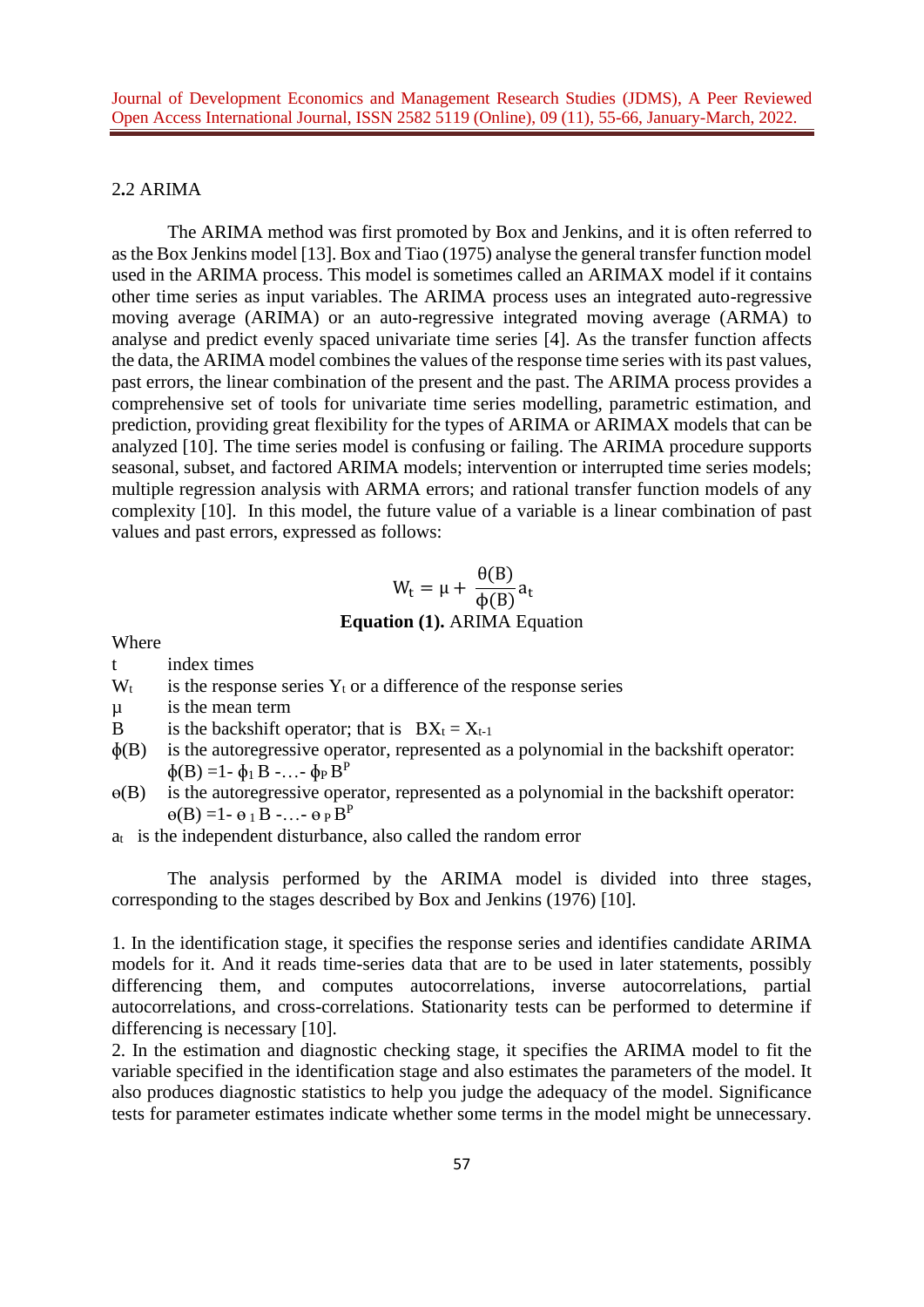## 2.2 ARIMA

The ARIMA method was first promoted by Box and Jenkins, and it is often referred to as the Box Jenkins model [13]. Box and Tiao (1975) analyse the general transfer function model used in the ARIMA process. This model is sometimes called an ARIMAX model if it contains other time series as input variables. The ARIMA process uses an integrated auto-regressive moving average (ARIMA) or an auto-regressive integrated moving average (ARMA) to analyse and predict evenly spaced univariate time series [4]. As the transfer function affects the data, the ARIMA model combines the values of the response time series with its past values, past errors, the linear combination of the present and the past. The ARIMA process provides a comprehensive set of tools for univariate time series modelling, parametric estimation, and prediction, providing great flexibility for the types of ARIMA or ARIMAX models that can be analyzed [10]. The time series model is confusing or failing. The ARIMA procedure supports seasonal, subset, and factored ARIMA models; intervention or interrupted time series models; multiple regression analysis with ARMA errors; and rational transfer function models of any complexity [10]. In this model, the future value of a variable is a linear combination of past values and past errors, expressed as follows:

$$W_t = \mu + \frac{\theta(B)}{\phi(B)} a_t$$

**Equation (1).** ARIMA Equation

Where

- $t$ index times
- $W_t$ is the response series $Y_t$ or a difference of the response series
- $\mu$ is the mean term
- $B$ is the backshift operator; that is $BX_t = X_{t-1}$
- $\phi(B)$ is the autoregressive operator, represented as a polynomial in the backshift operator: $\phi(B) = 1 - \phi_1 B - \ldots - \phi_P B^P$
- $\theta(B)$ is the autoregressive operator, represented as a polynomial in the backshift operator: $\theta(B) = 1 - \theta_1 B - \ldots - \theta_P B^P$
- $a_t$ is the independent disturbance, also called the random error

The analysis performed by the ARIMA model is divided into three stages, corresponding to the stages described by Box and Jenkins (1976) [10].

1. In the identification stage, it specifies the response series and identifies candidate ARIMA models for it. And it reads time-series data that are to be used in later statements, possibly differencing them, and computes autocorrelations, inverse autocorrelations, partial autocorrelations, and cross-correlations. Stationarity tests can be performed to determine if differencing is necessary [10].
2. In the estimation and diagnostic checking stage, it specifies the ARIMA model to fit the variable specified in the identification stage and also estimates the parameters of the model. It also produces diagnostic statistics to help you judge the adequacy of the model. Significance tests for parameter estimates indicate whether some terms in the model might be unnecessary.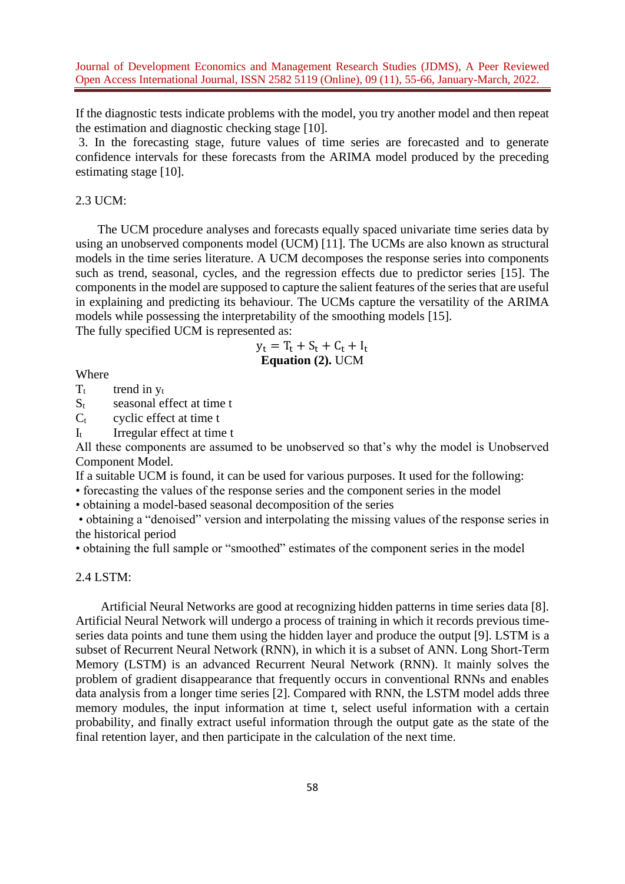If the diagnostic tests indicate problems with the model, you try another model and then repeat the estimation and diagnostic checking stage [10].

3. In the forecasting stage, future values of time series are forecasted and to generate confidence intervals for these forecasts from the ARIMA model produced by the preceding estimating stage [10].

### 2.3 UCM:

The UCM procedure analyses and forecasts equally spaced univariate time series data by using an unobserved components model (UCM) [11]. The UCMs are also known as structural models in the time series literature. A UCM decomposes the response series into components such as trend, seasonal, cycles, and the regression effects due to predictor series [15]. The components in the model are supposed to capture the salient features of the series that are useful in explaining and predicting its behaviour. The UCMs capture the versatility of the ARIMA models while possessing the interpretability of the smoothing models [15].

The fully specified UCM is represented as:

$$y_t = T_t + S_t + C_t + I_t$$

**Equation (2).** UCM

Where

- $T_t$ trend in $y_t$
- $S_t$ seasonal effect at time t
- $C_t$ cyclic effect at time t
- $I_t$ Irregular effect at time t

All these components are assumed to be unobserved so that's why the model is Unobserved Component Model.

If a suitable UCM is found, it can be used for various purposes. It used for the following:

- forecasting the values of the response series and the component series in the model
- obtaining a model-based seasonal decomposition of the series
- obtaining a "denoised" version and interpolating the missing values of the response series in the historical period
- obtaining the full sample or "smoothed" estimates of the component series in the model

### 2.4 LSTM:

Artificial Neural Networks are good at recognizing hidden patterns in time series data [8]. Artificial Neural Network will undergo a process of training in which it records previous time-series data points and tune them using the hidden layer and produce the output [9]. LSTM is a subset of Recurrent Neural Network (RNN), in which it is a subset of ANN. Long Short-Term Memory (LSTM) is an advanced Recurrent Neural Network (RNN). It mainly solves the problem of gradient disappearance that frequently occurs in conventional RNNs and enables data analysis from a longer time series [2]. Compared with RNN, the LSTM model adds three memory modules, the input information at time t, select useful information with a certain probability, and finally extract useful information through the output gate as the state of the final retention layer, and then participate in the calculation of the next time.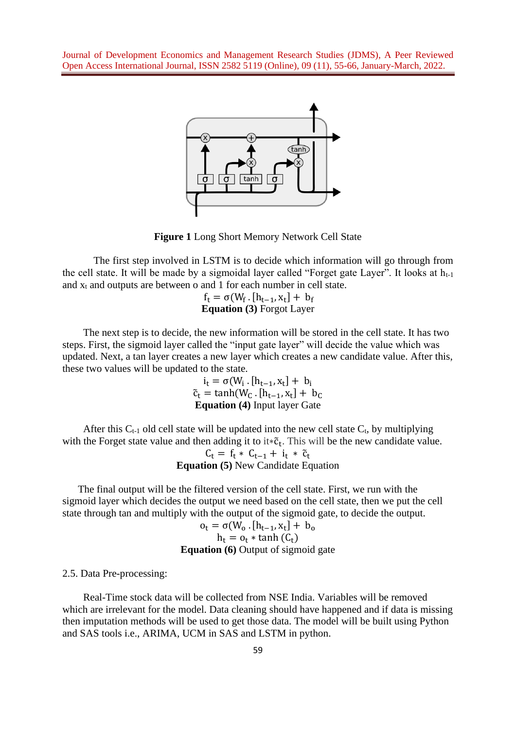**Figure 1** Long Short Memory Network Cell State

The first step involved in LSTM is to decide which information will go through from the cell state. It will be made by a sigmoidal layer called "Forget gate Layer". It looks at $h_{t-1}$ and $x_t$ and outputs are between o and 1 for each number in cell state.

$$f_t = \sigma(W_f \cdot [h_{t-1}, x_t] + b_f)$$

**Equation (3)** Forgot Layer

The next step is to decide, the new information will be stored in the cell state. It has two steps. First, the sigmoid layer called the "input gate layer" will decide the value which was updated. Next, a tan layer creates a new layer which creates a new candidate value. After this, these two values will be updated to the state.

$$i_t = \sigma(W_i \cdot [h_{t-1}, x_t] + b_i)$$
$$\tilde{c}_t = \tanh(W_C \cdot [h_{t-1}, x_t] + b_C)$$

**Equation (4)** Input layer Gate

After this $C_{t-1}$ old cell state will be updated into the new cell state $C_t$, by multiplying with the Forget state value and then adding it to $i_t * \tilde{c}_t$. This will be the new candidate value.

$$C_t = f_t * C_{t-1} + i_t * \tilde{c}_t$$

**Equation (5)** New Candidate Equation

The final output will be the filtered version of the cell state. First, we run with the sigmoid layer which decides the output we need based on the cell state, then we put the cell state through tan and multiply with the output of the sigmoid gate, to decide the output.

$$o_t = \sigma(W_o \cdot [h_{t-1}, x_t] + b_o)$$
$$h_t = o_t * \tanh(C_t)$$

**Equation (6)** Output of sigmoid gate

2.5. Data Pre-processing:

Real-Time stock data will be collected from NSE India. Variables will be removed which are irrelevant for the model. Data cleaning should have happened and if data is missing then imputation methods will be used to get those data. The model will be built using Python and SAS tools i.e., ARIMA, UCM in SAS and LSTM in python.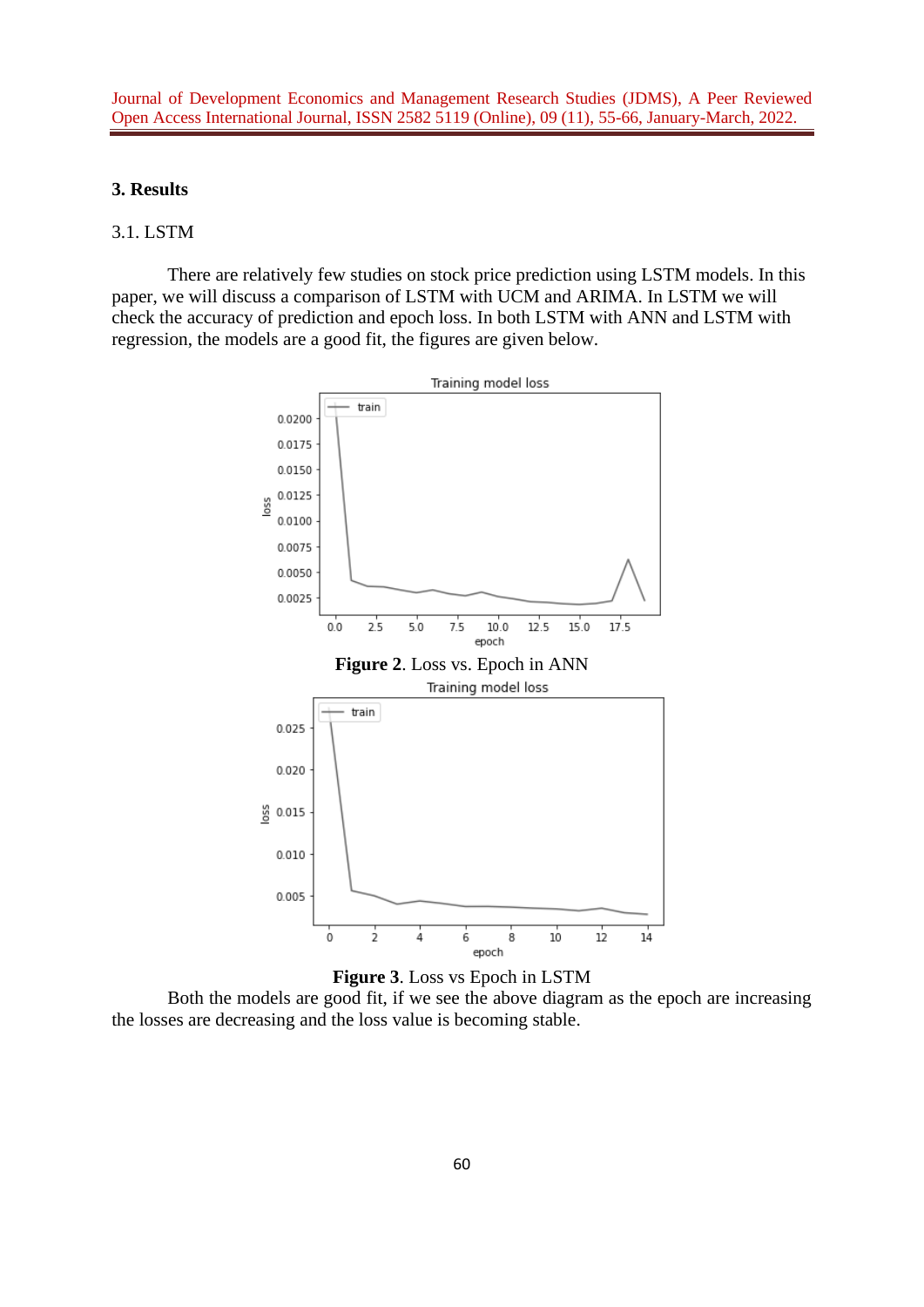## 3. Results

### 3.1. LSTM

There are relatively few studies on stock price prediction using LSTM models. In this paper, we will discuss a comparison of LSTM with UCM and ARIMA. In LSTM we will check the accuracy of prediction and epoch loss. In both LSTM with ANN and LSTM with regression, the models are a good fit, the figures are given below.

**Figure 2**. Loss vs. Epoch in ANN

**Figure 3**. Loss vs Epoch in LSTM

Both the models are good fit, if we see the above diagram as the epoch are increasing the losses are decreasing and the loss value is becoming stable.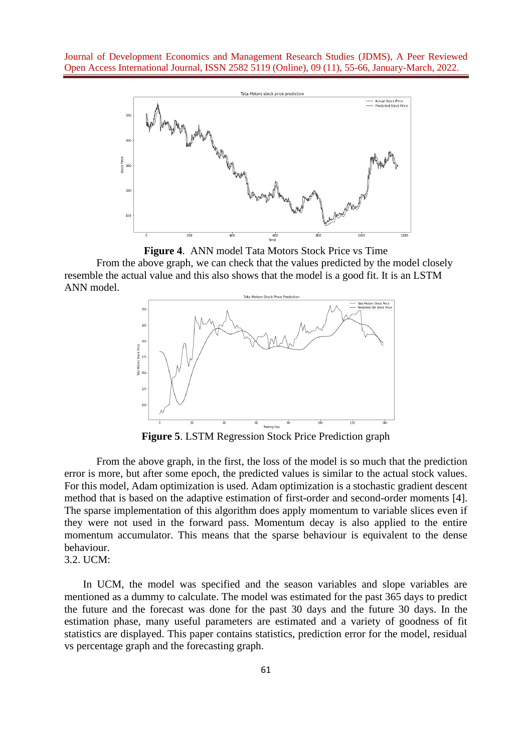**Figure 4**. ANN model Tata Motors Stock Price vs Time

From the above graph, we can check that the values predicted by the model closely resemble the actual value and this also shows that the model is a good fit. It is an LSTM ANN model.

**Figure 5**. LSTM Regression Stock Price Prediction graph

From the above graph, in the first, the loss of the model is so much that the prediction error is more, but after some epoch, the predicted values is similar to the actual stock values. For this model, Adam optimization is used. Adam optimization is a stochastic gradient descent method that is based on the adaptive estimation of first-order and second-order moments [4]. The sparse implementation of this algorithm does apply momentum to variable slices even if they were not used in the forward pass. Momentum decay is also applied to the entire momentum accumulator. This means that the sparse behaviour is equivalent to the dense behaviour.

3.2. UCM:

In UCM, the model was specified and the season variables and slope variables are mentioned as a dummy to calculate. The model was estimated for the past 365 days to predict the future and the forecast was done for the past 30 days and the future 30 days. In the estimation phase, many useful parameters are estimated and a variety of goodness of fit statistics are displayed. This paper contains statistics, prediction error for the model, residual vs percentage graph and the forecasting graph.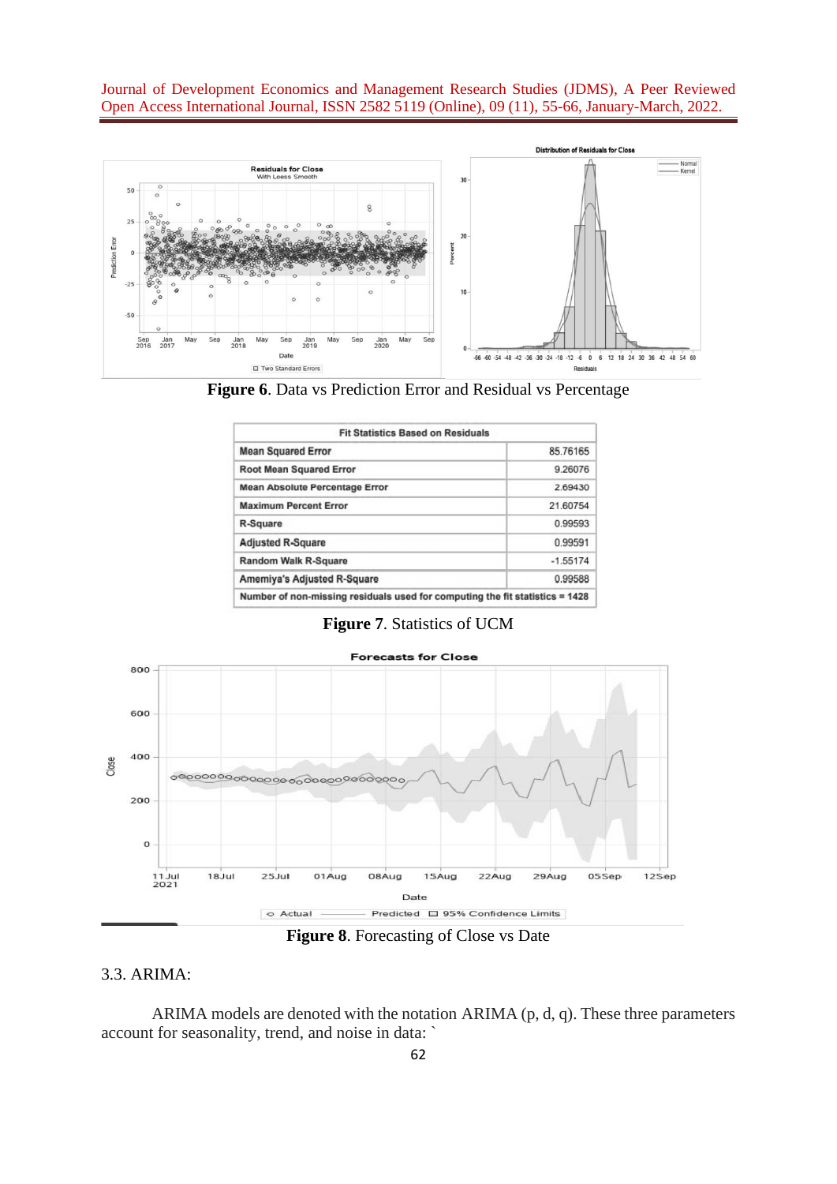**Figure 6**. Data vs Prediction Error and Residual vs Percentage

| Fit Statistics Based on Residuals | |
|---|---|
| Mean Squared Error | 85.76165 |
| Root Mean Squared Error | 9.26076 |
| Mean Absolute Percentage Error | 2.69430 |
| Maximum Percent Error | 21.60754 |
| R-Square | 0.99593 |
| Adjusted R-Square | 0.99591 |
| Random Walk R-Square | -1.55174 |
| Amemiya's Adjusted R-Square | 0.99588 |
| Number of non-missing residuals used for computing the fit statistics = 1428 | |

**Figure 7**. Statistics of UCM

**Figure 8**. Forecasting of Close vs Date

## 3.3. ARIMA:

ARIMA models are denoted with the notation ARIMA (p, d, q). These three parameters account for seasonality, trend, and noise in data: `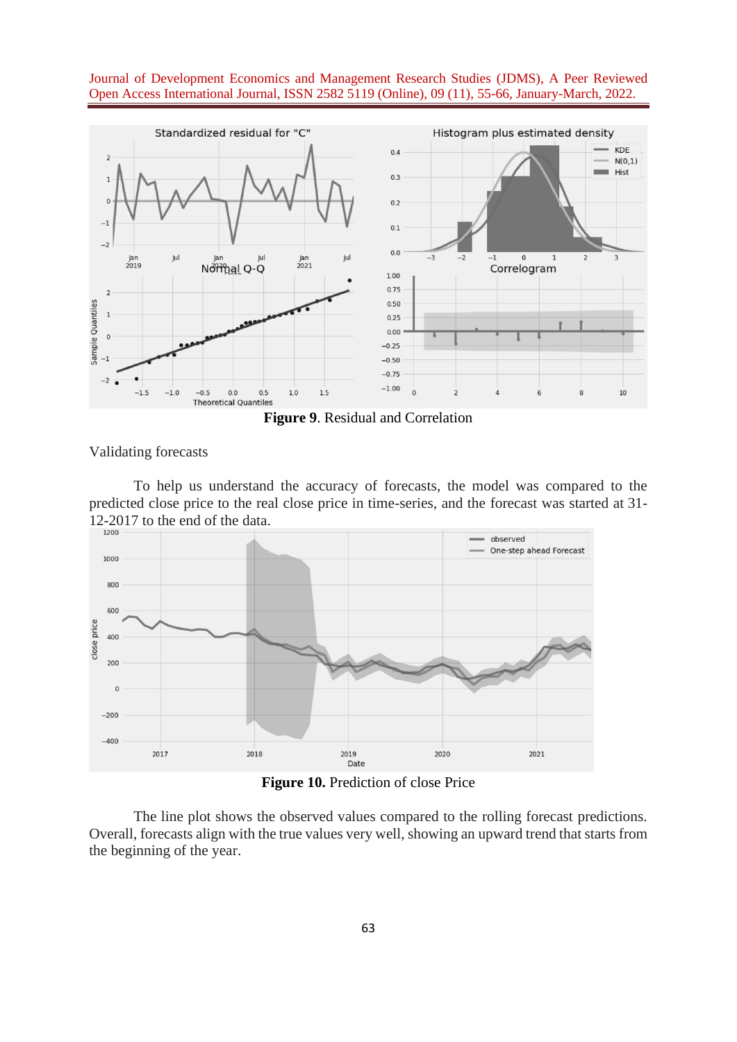**Figure 9**. Residual and Correlation

Validating forecasts

To help us understand the accuracy of forecasts, the model was compared to the predicted close price to the real close price in time-series, and the forecast was started at 31-12-2017 to the end of the data.

**Figure 10.** Prediction of close Price

The line plot shows the observed values compared to the rolling forecast predictions. Overall, forecasts align with the true values very well, showing an upward trend that starts from the beginning of the year.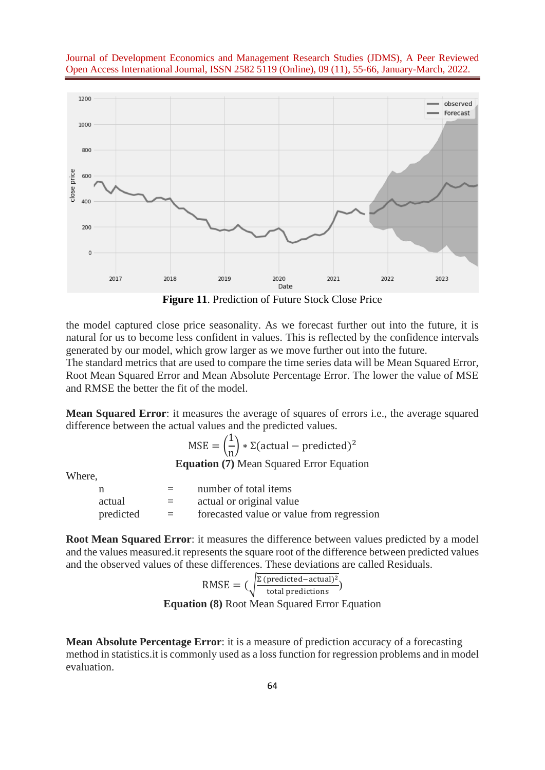**Figure 11**. Prediction of Future Stock Close Price

the model captured close price seasonality. As we forecast further out into the future, it is natural for us to become less confident in values. This is reflected by the confidence intervals generated by our model, which grow larger as we move further out into the future.
The standard metrics that are used to compare the time series data will be Mean Squared Error, Root Mean Squared Error and Mean Absolute Percentage Error. The lower the value of MSE and RMSE the better the fit of the model.

**Mean Squared Error**: it measures the average of squares of errors i.e., the average squared difference between the actual values and the predicted values.

$$\text{MSE} = \left(\frac{1}{n}\right) * \Sigma(\text{actual} - \text{predicted})^2$$

**Equation (7)** Mean Squared Error Equation

Where,

| | | |
|---|---|---|
| n | = | number of total items |
| actual | = | actual or original value |
| predicted | = | forecasted value or value from regression |

**Root Mean Squared Error**: it measures the difference between values predicted by a model and the values measured.it represents the square root of the difference between predicted values and the observed values of these differences. These deviations are called Residuals.

$$\text{RMSE} = \left(\sqrt{\frac{\Sigma\,(\text{predicted} - \text{actual})^2}{\text{total predictions}}}\right)$$

**Equation (8)** Root Mean Squared Error Equation

**Mean Absolute Percentage Error**: it is a measure of prediction accuracy of a forecasting method in statistics.it is commonly used as a loss function for regression problems and in model evaluation.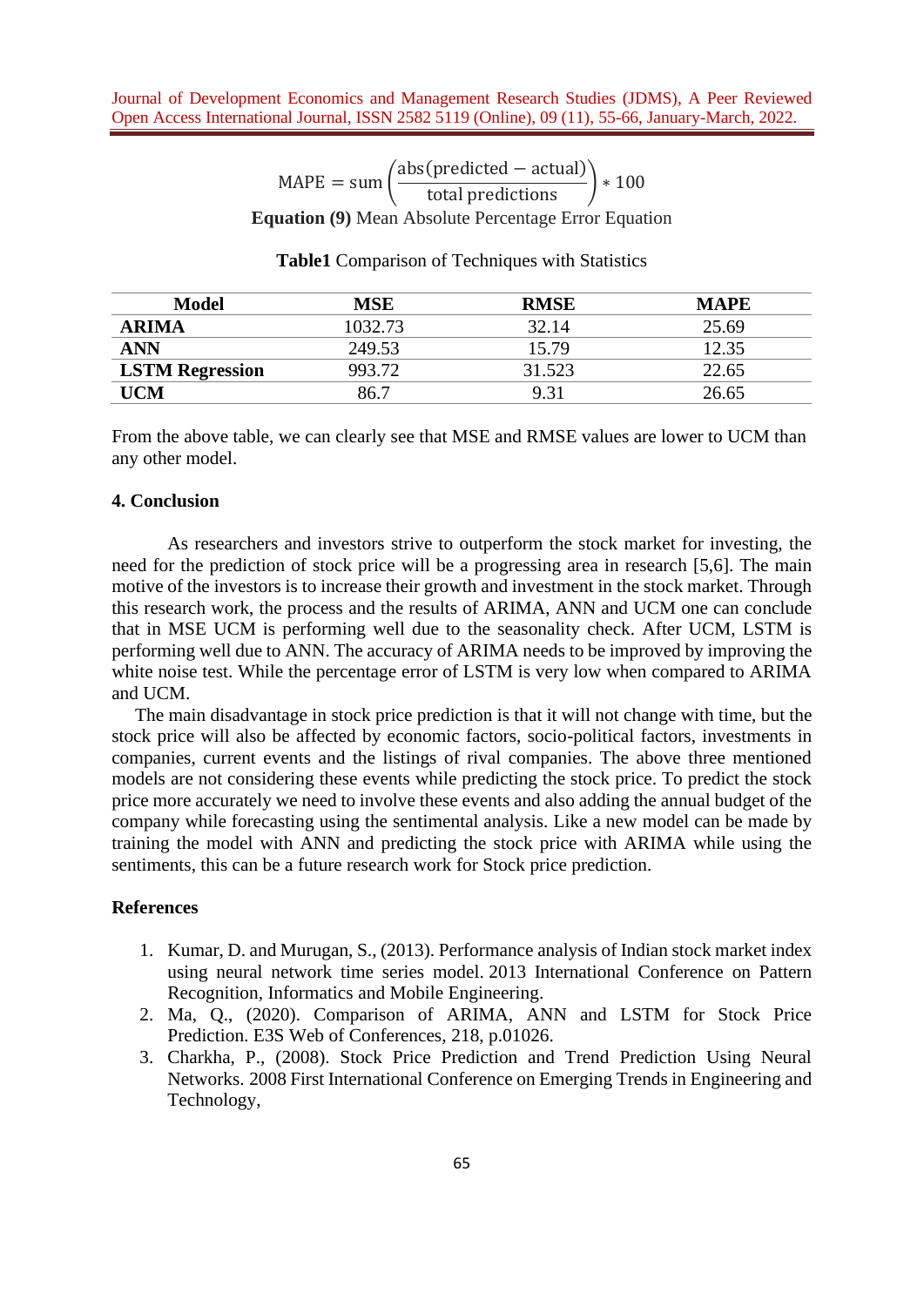$$\text{MAPE} = \text{sum}\left(\frac{\text{abs(predicted} - \text{actual)}}{\text{total predictions}}\right) * 100$$

**Equation (9)** Mean Absolute Percentage Error Equation

**Table1** Comparison of Techniques with Statistics

| Model | MSE | RMSE | MAPE |
|---|---|---|---|
| **ARIMA** | 1032.73 | 32.14 | 25.69 |
| **ANN** | 249.53 | 15.79 | 12.35 |
| **LSTM Regression** | 993.72 | 31.523 | 22.65 |
| **UCM** | 86.7 | 9.31 | 26.65 |

From the above table, we can clearly see that MSE and RMSE values are lower to UCM than any other model.

## 4. Conclusion

As researchers and investors strive to outperform the stock market for investing, the need for the prediction of stock price will be a progressing area in research [5,6]. The main motive of the investors is to increase their growth and investment in the stock market. Through this research work, the process and the results of ARIMA, ANN and UCM one can conclude that in MSE UCM is performing well due to the seasonality check. After UCM, LSTM is performing well due to ANN. The accuracy of ARIMA needs to be improved by improving the white noise test. While the percentage error of LSTM is very low when compared to ARIMA and UCM.

The main disadvantage in stock price prediction is that it will not change with time, but the stock price will also be affected by economic factors, socio-political factors, investments in companies, current events and the listings of rival companies. The above three mentioned models are not considering these events while predicting the stock price. To predict the stock price more accurately we need to involve these events and also adding the annual budget of the company while forecasting using the sentimental analysis. Like a new model can be made by training the model with ANN and predicting the stock price with ARIMA while using the sentiments, this can be a future research work for Stock price prediction.

## References

1. Kumar, D. and Murugan, S., (2013). Performance analysis of Indian stock market index using neural network time series model. 2013 International Conference on Pattern Recognition, Informatics and Mobile Engineering.
2. Ma, Q., (2020). Comparison of ARIMA, ANN and LSTM for Stock Price Prediction. E3S Web of Conferences, 218, p.01026.
3. Charkha, P., (2008). Stock Price Prediction and Trend Prediction Using Neural Networks. 2008 First International Conference on Emerging Trends in Engineering and Technology,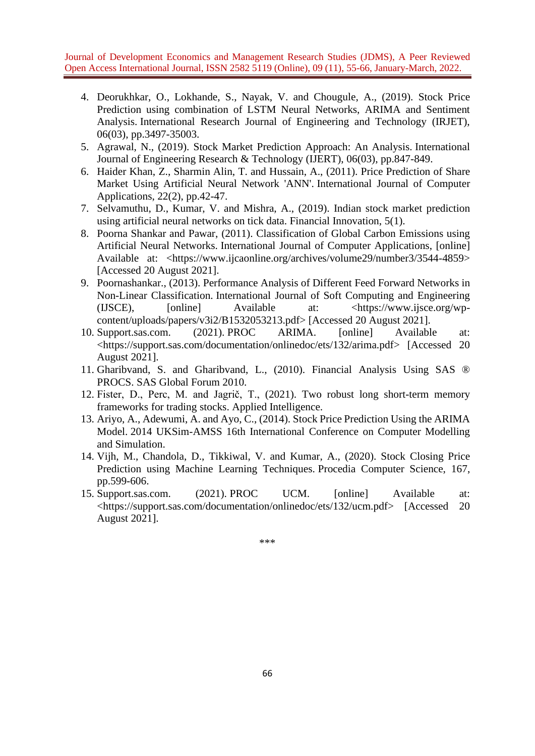4. Deorukhkar, O., Lokhande, S., Nayak, V. and Chougule, A., (2019). Stock Price Prediction using combination of LSTM Neural Networks, ARIMA and Sentiment Analysis. International Research Journal of Engineering and Technology (IRJET), 06(03), pp.3497-35003.
5. Agrawal, N., (2019). Stock Market Prediction Approach: An Analysis. International Journal of Engineering Research & Technology (IJERT), 06(03), pp.847-849.
6. Haider Khan, Z., Sharmin Alin, T. and Hussain, A., (2011). Price Prediction of Share Market Using Artificial Neural Network 'ANN'. International Journal of Computer Applications, 22(2), pp.42-47.
7. Selvamuthu, D., Kumar, V. and Mishra, A., (2019). Indian stock market prediction using artificial neural networks on tick data. Financial Innovation, 5(1).
8. Poorna Shankar and Pawar, (2011). Classification of Global Carbon Emissions using Artificial Neural Networks. International Journal of Computer Applications, [online] Available at: <https://www.ijcaonline.org/archives/volume29/number3/3544-4859> [Accessed 20 August 2021].
9. Poornashankar., (2013). Performance Analysis of Different Feed Forward Networks in Non-Linear Classification. International Journal of Soft Computing and Engineering (IJSCE), [online] Available at: <https://www.ijsce.org/wp-content/uploads/papers/v3i2/B1532053213.pdf> [Accessed 20 August 2021].
10. Support.sas.com. (2021). PROC ARIMA. [online] Available at: <https://support.sas.com/documentation/onlinedoc/ets/132/arima.pdf> [Accessed 20 August 2021].
11. Gharibvand, S. and Gharibvand, L., (2010). Financial Analysis Using SAS ® PROCS. SAS Global Forum 2010.
12. Fister, D., Perc, M. and Jagrič, T., (2021). Two robust long short-term memory frameworks for trading stocks. Applied Intelligence.
13. Ariyo, A., Adewumi, A. and Ayo, C., (2014). Stock Price Prediction Using the ARIMA Model. 2014 UKSim-AMSS 16th International Conference on Computer Modelling and Simulation.
14. Vijh, M., Chandola, D., Tikkiwal, V. and Kumar, A., (2020). Stock Closing Price Prediction using Machine Learning Techniques. Procedia Computer Science, 167, pp.599-606.
15. Support.sas.com. (2021). PROC UCM. [online] Available at: <https://support.sas.com/documentation/onlinedoc/ets/132/ucm.pdf> [Accessed 20 August 2021].

***